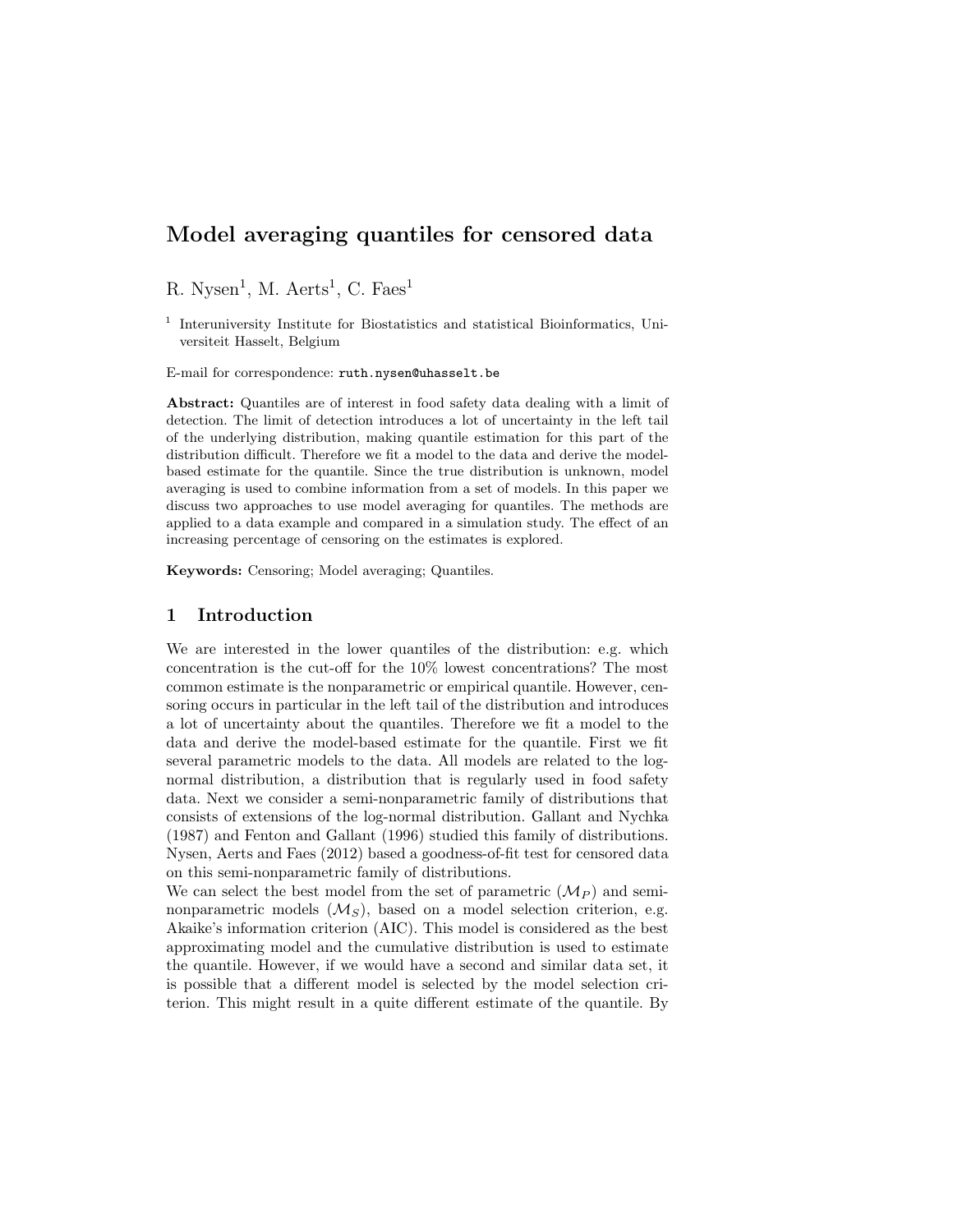# Model averaging quantiles for censored data

R. Nysen[1], M. Aerts[1], C. Faes[1]

[1] Interuniversity Institute for Biostatistics and statistical Bioinformatics, Universiteit Hasselt, Belgium

E-mail for correspondence: ruth.nysen@uhasselt.be

**Abstract:** Quantiles are of interest in food safety data dealing with a limit of detection. The limit of detection introduces a lot of uncertainty in the left tail of the underlying distribution, making quantile estimation for this part of the distribution difficult. Therefore we fit a model to the data and derive the model-based estimate for the quantile. Since the true distribution is unknown, model averaging is used to combine information from a set of models. In this paper we discuss two approaches to use model averaging for quantiles. The methods are applied to a data example and compared in a simulation study. The effect of an increasing percentage of censoring on the estimates is explored.

**Keywords:** Censoring; Model averaging; Quantiles.

## 1 Introduction

We are interested in the lower quantiles of the distribution: e.g. which concentration is the cut-off for the 10% lowest concentrations? The most common estimate is the nonparametric or empirical quantile. However, censoring occurs in particular in the left tail of the distribution and introduces a lot of uncertainty about the quantiles. Therefore we fit a model to the data and derive the model-based estimate for the quantile. First we fit several parametric models to the data. All models are related to the log-normal distribution, a distribution that is regularly used in food safety data. Next we consider a semi-nonparametric family of distributions that consists of extensions of the log-normal distribution. Gallant and Nychka (1987) and Fenton and Gallant (1996) studied this family of distributions. Nysen, Aerts and Faes (2012) based a goodness-of-fit test for censored data on this semi-nonparametric family of distributions.

We can select the best model from the set of parametric ($\mathcal{M}_P$) and semi-nonparametric models ($\mathcal{M}_S$), based on a model selection criterion, e.g. Akaike's information criterion (AIC). This model is considered as the best approximating model and the cumulative distribution is used to estimate the quantile. However, if we would have a second and similar data set, it is possible that a different model is selected by the model selection criterion. This might result in a quite different estimate of the quantile. By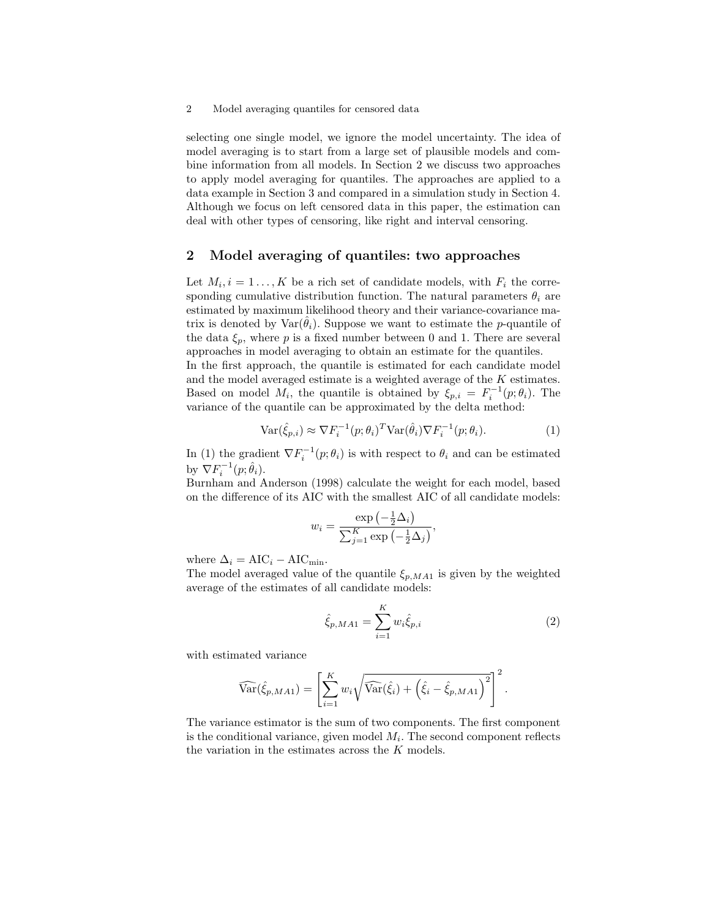selecting one single model, we ignore the model uncertainty. The idea of model averaging is to start from a large set of plausible models and combine information from all models. In Section 2 we discuss two approaches to apply model averaging for quantiles. The approaches are applied to a data example in Section 3 and compared in a simulation study in Section 4. Although we focus on left censored data in this paper, the estimation can deal with other types of censoring, like right and interval censoring.

## 2 Model averaging of quantiles: two approaches

Let $M_i, i = 1 \ldots, K$ be a rich set of candidate models, with $F_i$ the corresponding cumulative distribution function. The natural parameters $\theta_i$ are estimated by maximum likelihood theory and their variance-covariance matrix is denoted by $\mathrm{Var}(\hat{\theta}_i)$. Suppose we want to estimate the $p$-quantile of the data $\xi_p$, where $p$ is a fixed number between 0 and 1. There are several approaches in model averaging to obtain an estimate for the quantiles.
In the first approach, the quantile is estimated for each candidate model and the model averaged estimate is a weighted average of the $K$ estimates. Based on model $M_i$, the quantile is obtained by $\xi_{p,i} = F_i^{-1}(p;\theta_i)$. The variance of the quantile can be approximated by the delta method:

$$\mathrm{Var}(\hat{\xi}_{p,i}) \approx \nabla F_i^{-1}(p;\theta_i)^T \mathrm{Var}(\hat{\theta}_i) \nabla F_i^{-1}(p;\theta_i). \tag{1}$$

In (1) the gradient $\nabla F_i^{-1}(p;\theta_i)$ is with respect to $\theta_i$ and can be estimated by $\nabla F_i^{-1}(p;\hat{\theta}_i)$.
Burnham and Anderson (1998) calculate the weight for each model, based on the difference of its AIC with the smallest AIC of all candidate models:

$$w_i = \frac{\exp\left(-\frac{1}{2}\Delta_i\right)}{\sum_{j=1}^{K} \exp\left(-\frac{1}{2}\Delta_j\right)},$$

where $\Delta_i = \mathrm{AIC}_i - \mathrm{AIC}_{\min}$.
The model averaged value of the quantile $\xi_{p,MA1}$ is given by the weighted average of the estimates of all candidate models:

$$\hat{\xi}_{p,MA1} = \sum_{i=1}^{K} w_i \hat{\xi}_{p,i} \tag{2}$$

with estimated variance

$$\widehat{\mathrm{Var}}(\hat{\xi}_{p,MA1}) = \left[\sum_{i=1}^{K} w_i \sqrt{\widehat{\mathrm{Var}}(\hat{\xi}_i) + \left(\hat{\xi}_i - \hat{\xi}_{p,MA1}\right)^2}\right]^2.$$

The variance estimator is the sum of two components. The first component is the conditional variance, given model $M_i$. The second component reflects the variation in the estimates across the $K$ models.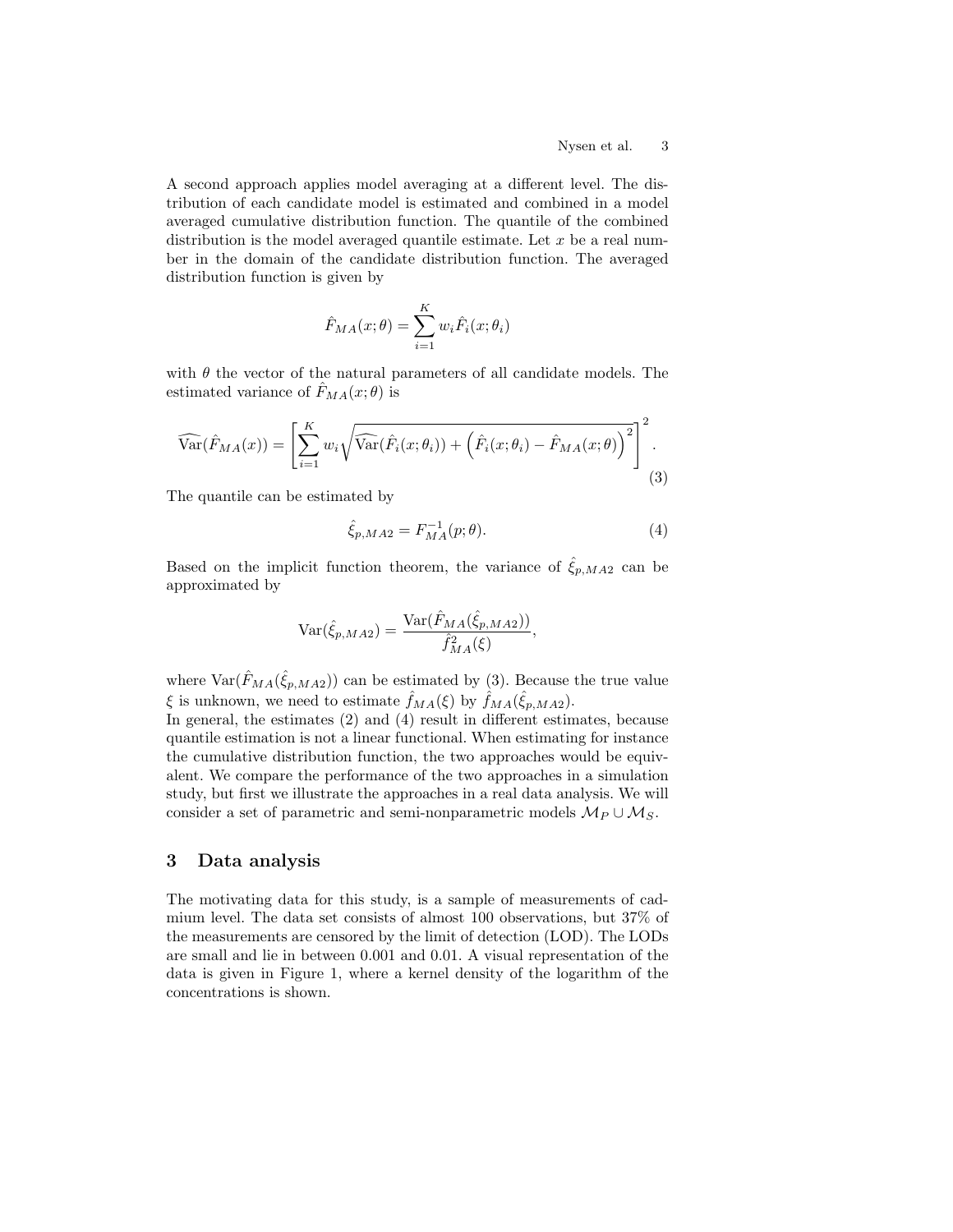A second approach applies model averaging at a different level. The distribution of each candidate model is estimated and combined in a model averaged cumulative distribution function. The quantile of the combined distribution is the model averaged quantile estimate. Let $x$ be a real number in the domain of the candidate distribution function. The averaged distribution function is given by

$$\hat{F}_{MA}(x;\theta) = \sum_{i=1}^{K} w_i \hat{F}_i(x;\theta_i)$$

with $\theta$ the vector of the natural parameters of all candidate models. The estimated variance of $\hat{F}_{MA}(x;\theta)$ is

$$\widehat{\mathrm{Var}}(\hat{F}_{MA}(x)) = \left[\sum_{i=1}^{K} w_i \sqrt{\widehat{\mathrm{Var}}(\hat{F}_i(x;\theta_i)) + \left(\hat{F}_i(x;\theta_i) - \hat{F}_{MA}(x;\theta)\right)^2}\right]^2. \tag{3}$$

The quantile can be estimated by

$$\hat{\xi}_{p,MA2} = F_{MA}^{-1}(p;\theta). \tag{4}$$

Based on the implicit function theorem, the variance of $\hat{\xi}_{p,MA2}$ can be approximated by

$$\mathrm{Var}(\hat{\xi}_{p,MA2}) = \frac{\mathrm{Var}(\hat{F}_{MA}(\hat{\xi}_{p,MA2}))}{\hat{f}_{MA}^2(\xi)},$$

where $\mathrm{Var}(\hat{F}_{MA}(\hat{\xi}_{p,MA2}))$ can be estimated by (3). Because the true value $\xi$ is unknown, we need to estimate $\hat{f}_{MA}(\xi)$ by $\hat{f}_{MA}(\hat{\xi}_{p,MA2})$.
In general, the estimates (2) and (4) result in different estimates, because quantile estimation is not a linear functional. When estimating for instance the cumulative distribution function, the two approaches would be equivalent. We compare the performance of the two approaches in a simulation study, but first we illustrate the approaches in a real data analysis. We will consider a set of parametric and semi-nonparametric models $\mathcal{M}_P \cup \mathcal{M}_S$.

## 3 Data analysis

The motivating data for this study, is a sample of measurements of cadmium level. The data set consists of almost 100 observations, but 37% of the measurements are censored by the limit of detection (LOD). The LODs are small and lie in between 0.001 and 0.01. A visual representation of the data is given in Figure 1, where a kernel density of the logarithm of the concentrations is shown.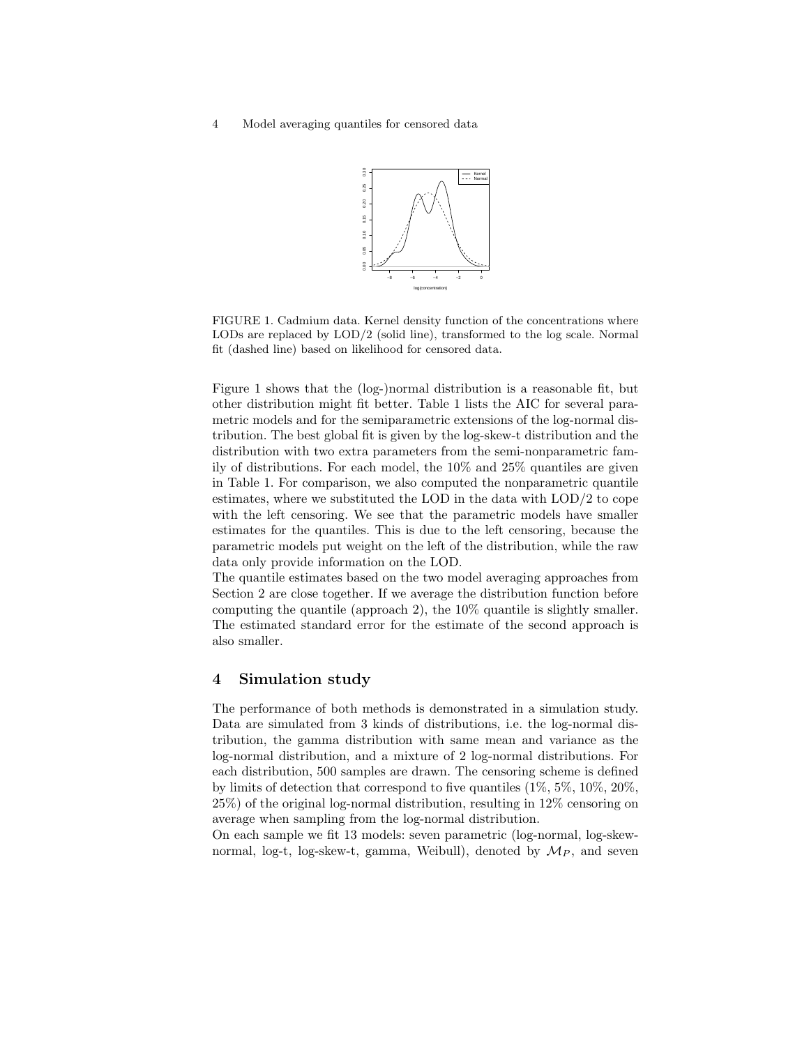FIGURE 1. Cadmium data. Kernel density function of the concentrations where LODs are replaced by LOD/2 (solid line), transformed to the log scale. Normal fit (dashed line) based on likelihood for censored data.

Figure 1 shows that the (log-)normal distribution is a reasonable fit, but other distribution might fit better. Table 1 lists the AIC for several parametric models and for the semiparametric extensions of the log-normal distribution. The best global fit is given by the log-skew-t distribution and the distribution with two extra parameters from the semi-nonparametric family of distributions. For each model, the 10% and 25% quantiles are given in Table 1. For comparison, we also computed the nonparametric quantile estimates, where we substituted the LOD in the data with LOD/2 to cope with the left censoring. We see that the parametric models have smaller estimates for the quantiles. This is due to the left censoring, because the parametric models put weight on the left of the distribution, while the raw data only provide information on the LOD.

The quantile estimates based on the two model averaging approaches from Section 2 are close together. If we average the distribution function before computing the quantile (approach 2), the 10% quantile is slightly smaller. The estimated standard error for the estimate of the second approach is also smaller.

## 4 Simulation study

The performance of both methods is demonstrated in a simulation study. Data are simulated from 3 kinds of distributions, i.e. the log-normal distribution, the gamma distribution with same mean and variance as the log-normal distribution, and a mixture of 2 log-normal distributions. For each distribution, 500 samples are drawn. The censoring scheme is defined by limits of detection that correspond to five quantiles (1%, 5%, 10%, 20%, 25%) of the original log-normal distribution, resulting in 12% censoring on average when sampling from the log-normal distribution.

On each sample we fit 13 models: seven parametric (log-normal, log-skew-normal, log-t, log-skew-t, gamma, Weibull), denoted by $\mathcal{M}_P$, and seven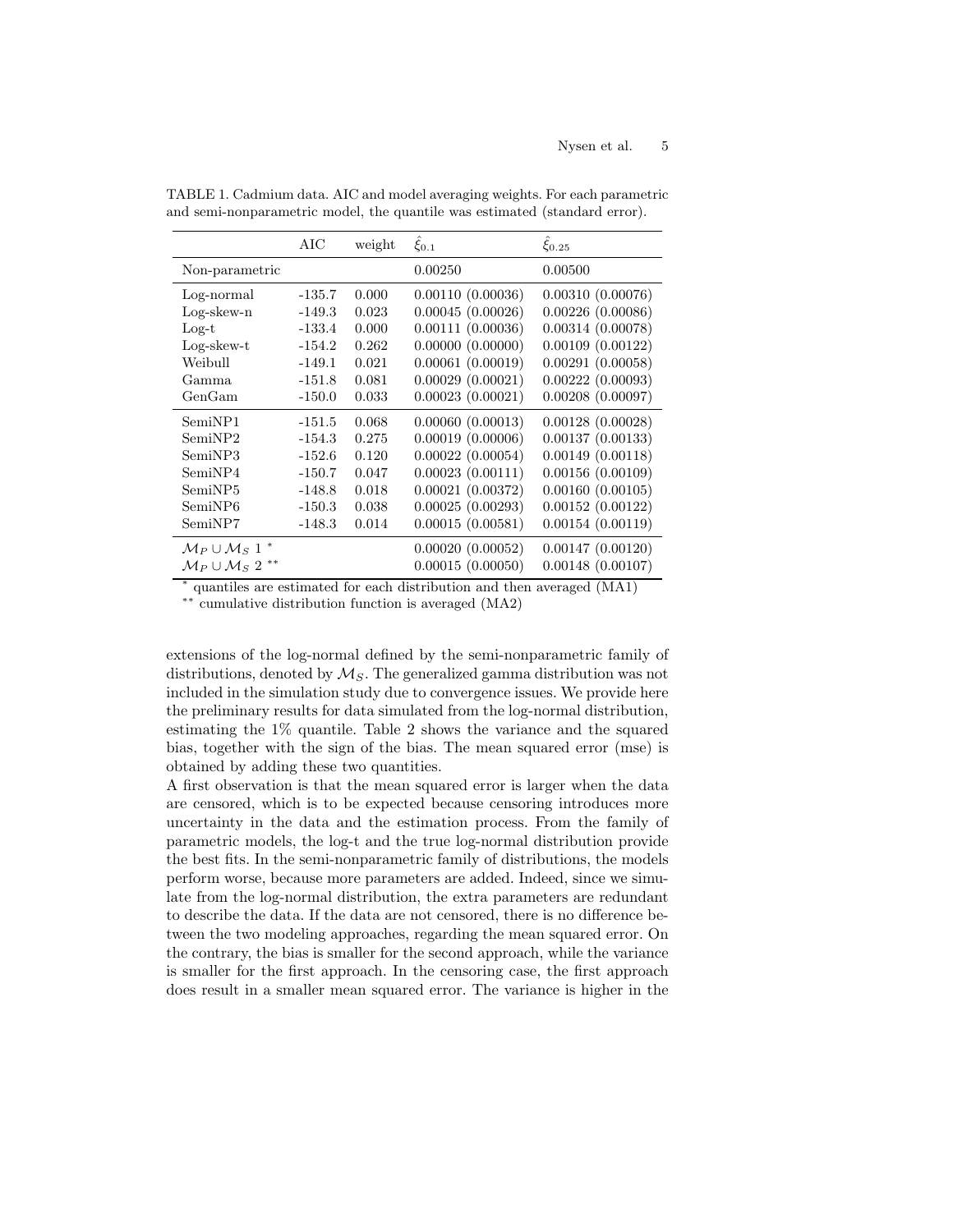TABLE 1. Cadmium data. AIC and model averaging weights. For each parametric and semi-nonparametric model, the quantile was estimated (standard error).

| | AIC | weight | $\hat{\xi}_{0.1}$ | $\hat{\xi}_{0.25}$ |
|---|---|---|---|---|
| Non-parametric | | | 0.00250 | 0.00500 |
| Log-normal | -135.7 | 0.000 | 0.00110 (0.00036) | 0.00310 (0.00076) |
| Log-skew-n | -149.3 | 0.023 | 0.00045 (0.00026) | 0.00226 (0.00086) |
| Log-t | -133.4 | 0.000 | 0.00111 (0.00036) | 0.00314 (0.00078) |
| Log-skew-t | -154.2 | 0.262 | 0.00000 (0.00000) | 0.00109 (0.00122) |
| Weibull | -149.1 | 0.021 | 0.00061 (0.00019) | 0.00291 (0.00058) |
| Gamma | -151.8 | 0.081 | 0.00029 (0.00021) | 0.00222 (0.00093) |
| GenGam | -150.0 | 0.033 | 0.00023 (0.00021) | 0.00208 (0.00097) |
| SemiNP1 | -151.5 | 0.068 | 0.00060 (0.00013) | 0.00128 (0.00028) |
| SemiNP2 | -154.3 | 0.275 | 0.00019 (0.00006) | 0.00137 (0.00133) |
| SemiNP3 | -152.6 | 0.120 | 0.00022 (0.00054) | 0.00149 (0.00118) |
| SemiNP4 | -150.7 | 0.047 | 0.00023 (0.00111) | 0.00156 (0.00109) |
| SemiNP5 | -148.8 | 0.018 | 0.00021 (0.00372) | 0.00160 (0.00105) |
| SemiNP6 | -150.3 | 0.038 | 0.00025 (0.00293) | 0.00152 (0.00122) |
| SemiNP7 | -148.3 | 0.014 | 0.00015 (0.00581) | 0.00154 (0.00119) |
| $\mathcal{M}_P \cup \mathcal{M}_S$ 1 * | | | 0.00020 (0.00052) | 0.00147 (0.00120) |
| $\mathcal{M}_P \cup \mathcal{M}_S$ 2 ** | | | 0.00015 (0.00050) | 0.00148 (0.00107) |

\* quantiles are estimated for each distribution and then averaged (MA1)

\*\* cumulative distribution function is averaged (MA2)

extensions of the log-normal defined by the semi-nonparametric family of distributions, denoted by $\mathcal{M}_S$. The generalized gamma distribution was not included in the simulation study due to convergence issues. We provide here the preliminary results for data simulated from the log-normal distribution, estimating the 1% quantile. Table 2 shows the variance and the squared bias, together with the sign of the bias. The mean squared error (mse) is obtained by adding these two quantities.

A first observation is that the mean squared error is larger when the data are censored, which is to be expected because censoring introduces more uncertainty in the data and the estimation process. From the family of parametric models, the log-t and the true log-normal distribution provide the best fits. In the semi-nonparametric family of distributions, the models perform worse, because more parameters are added. Indeed, since we simulate from the log-normal distribution, the extra parameters are redundant to describe the data. If the data are not censored, there is no difference between the two modeling approaches, regarding the mean squared error. On the contrary, the bias is smaller for the second approach, while the variance is smaller for the first approach. In the censoring case, the first approach does result in a smaller mean squared error. The variance is higher in the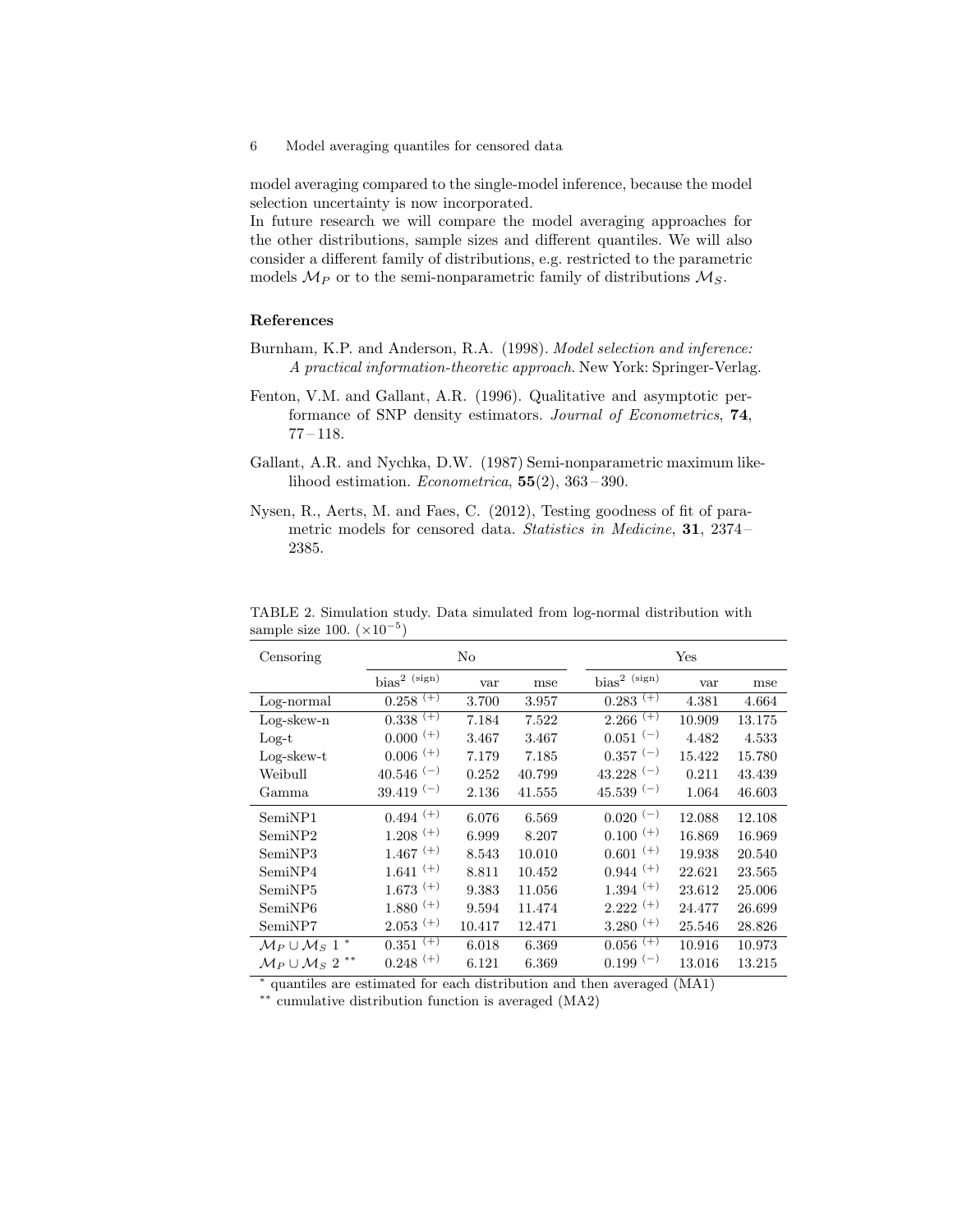model averaging compared to the single-model inference, because the model selection uncertainty is now incorporated.

In future research we will compare the model averaging approaches for the other distributions, sample sizes and different quantiles. We will also consider a different family of distributions, e.g. restricted to the parametric models $\mathcal{M}_P$ or to the semi-nonparametric family of distributions $\mathcal{M}_S$.

### References

Burnham, K.P. and Anderson, R.A. (1998). *Model selection and inference: A practical information-theoretic approach*. New York: Springer-Verlag.

Fenton, V.M. and Gallant, A.R. (1996). Qualitative and asymptotic performance of SNP density estimators. *Journal of Econometrics*, **74**, 77 – 118.

Gallant, A.R. and Nychka, D.W. (1987) Semi-nonparametric maximum likelihood estimation. *Econometrica*, **55**(2), 363 – 390.

Nysen, R., Aerts, M. and Faes, C. (2012), Testing goodness of fit of parametric models for censored data. *Statistics in Medicine*, **31**, 2374 – 2385.

TABLE 2. Simulation study. Data simulated from log-normal distribution with sample size 100. ($\times 10^{-5}$)

| Censoring | No | | | Yes | | |
|---|---|---|---|---|---|---|
| | $\text{bias}^2$ (sign) | var | mse | $\text{bias}^2$ (sign) | var | mse |
| Log-normal | 0.258 (+) | 3.700 | 3.957 | 0.283 (+) | 4.381 | 4.664 |
| Log-skew-n | 0.338 (+) | 7.184 | 7.522 | 2.266 (+) | 10.909 | 13.175 |
| Log-t | 0.000 (+) | 3.467 | 3.467 | 0.051 (−) | 4.482 | 4.533 |
| Log-skew-t | 0.006 (+) | 7.179 | 7.185 | 0.357 (−) | 15.422 | 15.780 |
| Weibull | 40.546 (−) | 0.252 | 40.799 | 43.228 (−) | 0.211 | 43.439 |
| Gamma | 39.419 (−) | 2.136 | 41.555 | 45.539 (−) | 1.064 | 46.603 |
| SemiNP1 | 0.494 (+) | 6.076 | 6.569 | 0.020 (−) | 12.088 | 12.108 |
| SemiNP2 | 1.208 (+) | 6.999 | 8.207 | 0.100 (+) | 16.869 | 16.969 |
| SemiNP3 | 1.467 (+) | 8.543 | 10.010 | 0.601 (+) | 19.938 | 20.540 |
| SemiNP4 | 1.641 (+) | 8.811 | 10.452 | 0.944 (+) | 22.621 | 23.565 |
| SemiNP5 | 1.673 (+) | 9.383 | 11.056 | 1.394 (+) | 23.612 | 25.006 |
| SemiNP6 | 1.880 (+) | 9.594 | 11.474 | 2.222 (+) | 24.477 | 26.699 |
| SemiNP7 | 2.053 (+) | 10.417 | 12.471 | 3.280 (+) | 25.546 | 28.826 |
| $\mathcal{M}_P \cup \mathcal{M}_S$ 1 * | 0.351 (+) | 6.018 | 6.369 | 0.056 (+) | 10.916 | 10.973 |
| $\mathcal{M}_P \cup \mathcal{M}_S$ 2 ** | 0.248 (+) | 6.121 | 6.369 | 0.199 (−) | 13.016 | 13.215 |

\* quantiles are estimated for each distribution and then averaged (MA1)

\*\* cumulative distribution function is averaged (MA2)